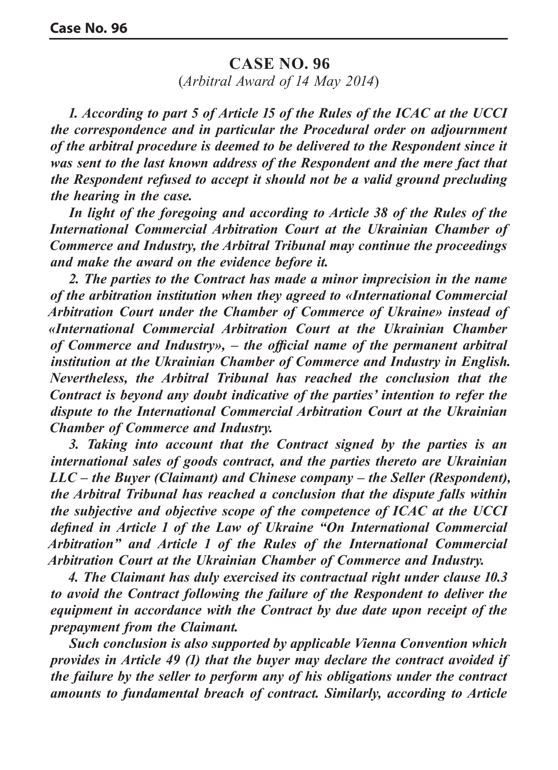# CASE NO. 96

(*Arbitral Award of 14 May 2014*)

***1. According to part 5 of Article 15 of the Rules of the ICAC at the UCCI the correspondence and in particular the Procedural order on adjournment of the arbitral procedure is deemed to be delivered to the Respondent since it was sent to the last known address of the Respondent and the mere fact that the Respondent refused to accept it should not be a valid ground precluding the hearing in the case.***

***In light of the foregoing and according to Article 38 of the Rules of the International Commercial Arbitration Court at the Ukrainian Chamber of Commerce and Industry, the Arbitral Tribunal may continue the proceedings and make the award on the evidence before it.***

***2. The parties to the Contract has made a minor imprecision in the name of the arbitration institution when they agreed to «International Commercial Arbitration Court under the Chamber of Commerce of Ukraine» instead of «International Commercial Arbitration Court at the Ukrainian Chamber of Commerce and Industry», – the official name of the permanent arbitral institution at the Ukrainian Chamber of Commerce and Industry in English. Nevertheless, the Arbitral Tribunal has reached the conclusion that the Contract is beyond any doubt indicative of the parties' intention to refer the dispute to the International Commercial Arbitration Court at the Ukrainian Chamber of Commerce and Industry.***

***3. Taking into account that the Contract signed by the parties is an international sales of goods contract, and the parties thereto are Ukrainian LLC – the Buyer (Claimant) and Chinese company – the Seller (Respondent), the Arbitral Tribunal has reached a conclusion that the dispute falls within the subjective and objective scope of the competence of ICAC at the UCCI defined in Article 1 of the Law of Ukraine "On International Commercial Arbitration" and Article 1 of the Rules of the International Commercial Arbitration Court at the Ukrainian Chamber of Commerce and Industry.***

***4. The Claimant has duly exercised its contractual right under clause 10.3 to avoid the Contract following the failure of the Respondent to deliver the equipment in accordance with the Contract by due date upon receipt of the prepayment from the Claimant.***

***Such conclusion is also supported by applicable Vienna Convention which provides in Article 49 (1) that the buyer may declare the contract avoided if the failure by the seller to perform any of his obligations under the contract amounts to fundamental breach of contract. Similarly, according to Article***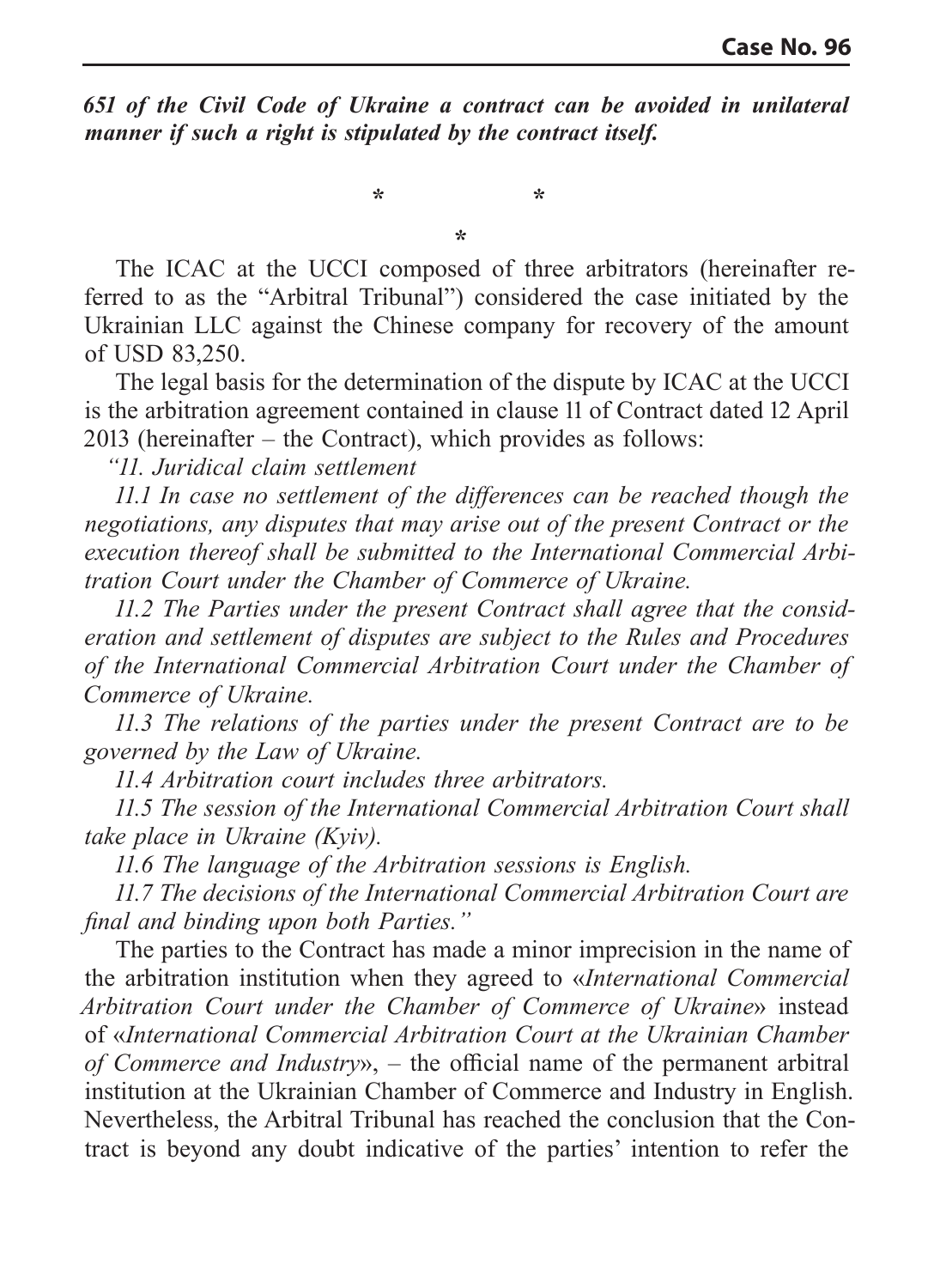***651 of the Civil Code of Ukraine a contract can be avoided in unilateral manner if such a right is stipulated by the contract itself.***

\* \*

\*

The ICAC at the UCCI composed of three arbitrators (hereinafter referred to as the "Arbitral Tribunal") considered the case initiated by the Ukrainian LLC against the Chinese company for recovery of the amount of USD 83,250.

The legal basis for the determination of the dispute by ICAC at the UCCI is the arbitration agreement contained in clause 11 of Contract dated 12 April 2013 (hereinafter – the Contract), which provides as follows:

*"11. Juridical claim settlement*

*11.1 In case no settlement of the differences can be reached though the negotiations, any disputes that may arise out of the present Contract or the execution thereof shall be submitted to the International Commercial Arbitration Court under the Chamber of Commerce of Ukraine.*

*11.2 The Parties under the present Contract shall agree that the consideration and settlement of disputes are subject to the Rules and Procedures of the International Commercial Arbitration Court under the Chamber of Commerce of Ukraine.*

*11.3 The relations of the parties under the present Contract are to be governed by the Law of Ukraine.*

*11.4 Arbitration court includes three arbitrators.*

*11.5 The session of the International Commercial Arbitration Court shall take place in Ukraine (Kyiv).*

*11.6 The language of the Arbitration sessions is English.*

*11.7 The decisions of the International Commercial Arbitration Court are final and binding upon both Parties."*

The parties to the Contract has made a minor imprecision in the name of the arbitration institution when they agreed to «*International Commercial Arbitration Court under the Chamber of Commerce of Ukraine*» instead of «*International Commercial Arbitration Court at the Ukrainian Chamber of Commerce and Industry*», – the official name of the permanent arbitral institution at the Ukrainian Chamber of Commerce and Industry in English. Nevertheless, the Arbitral Tribunal has reached the conclusion that the Contract is beyond any doubt indicative of the parties' intention to refer the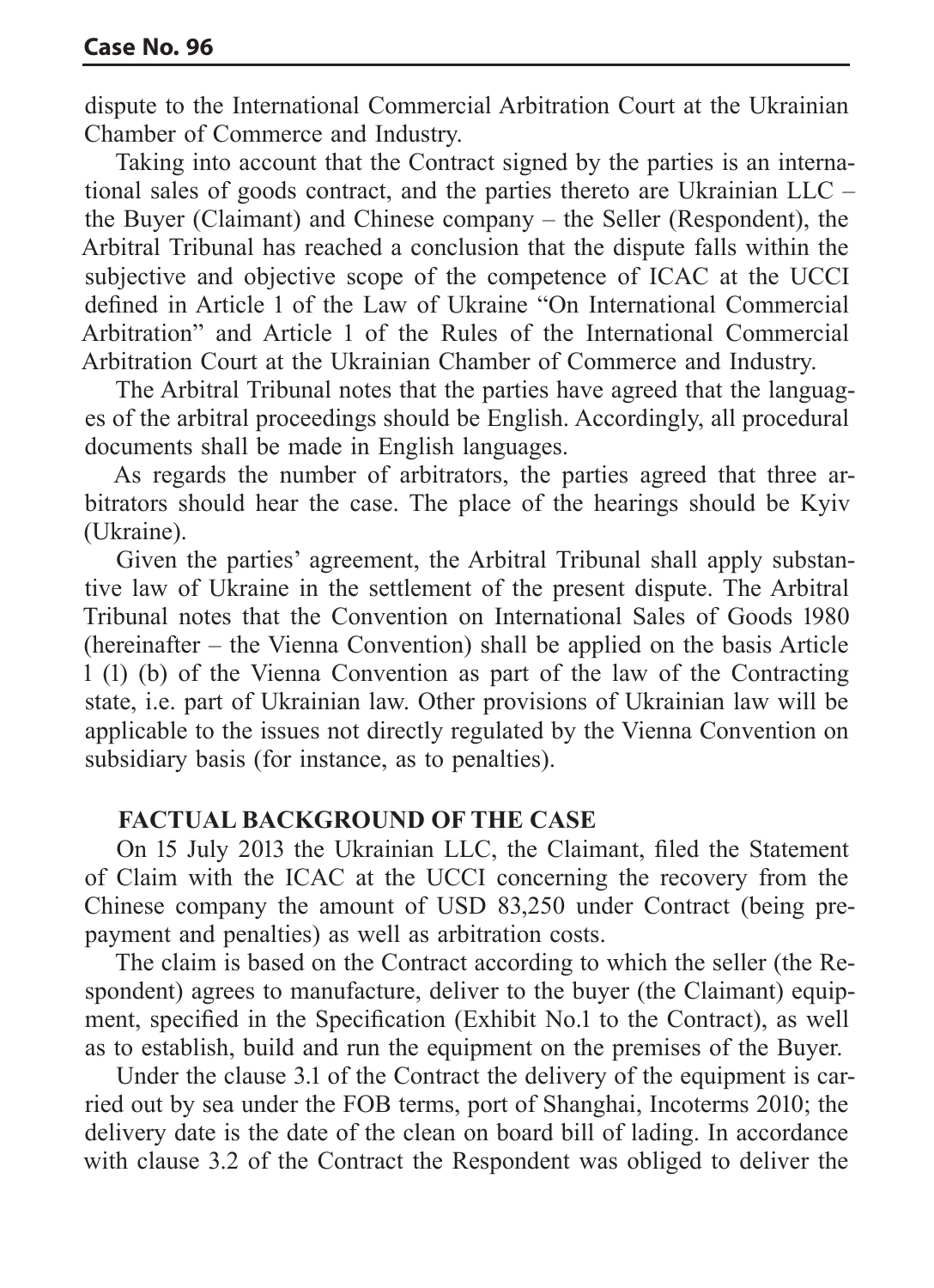dispute to the International Commercial Arbitration Court at the Ukrainian Chamber of Commerce and Industry.

Taking into account that the Contract signed by the parties is an international sales of goods contract, and the parties thereto are Ukrainian LLC – the Buyer (Claimant) and Chinese company – the Seller (Respondent), the Arbitral Tribunal has reached a conclusion that the dispute falls within the subjective and objective scope of the competence of ICAC at the UCCI defined in Article 1 of the Law of Ukraine "On International Commercial Arbitration" and Article 1 of the Rules of the International Commercial Arbitration Court at the Ukrainian Chamber of Commerce and Industry.

The Arbitral Tribunal notes that the parties have agreed that the languages of the arbitral proceedings should be English. Accordingly, all procedural documents shall be made in English languages.

As regards the number of arbitrators, the parties agreed that three arbitrators should hear the case. The place of the hearings should be Kyiv (Ukraine).

Given the parties' agreement, the Arbitral Tribunal shall apply substantive law of Ukraine in the settlement of the present dispute. The Arbitral Tribunal notes that the Convention on International Sales of Goods 1980 (hereinafter – the Vienna Convention) shall be applied on the basis Article 1 (1) (b) of the Vienna Convention as part of the law of the Contracting state, i.e. part of Ukrainian law. Other provisions of Ukrainian law will be applicable to the issues not directly regulated by the Vienna Convention on subsidiary basis (for instance, as to penalties).

## FACTUAL BACKGROUND OF THE CASE

On 15 July 2013 the Ukrainian LLC, the Claimant, filed the Statement of Claim with the ICAC at the UCCI concerning the recovery from the Chinese company the amount of USD 83,250 under Contract (being prepayment and penalties) as well as arbitration costs.

The claim is based on the Contract according to which the seller (the Respondent) agrees to manufacture, deliver to the buyer (the Claimant) equipment, specified in the Specification (Exhibit No.1 to the Contract), as well as to establish, build and run the equipment on the premises of the Buyer.

Under the clause 3.1 of the Contract the delivery of the equipment is carried out by sea under the FOB terms, port of Shanghai, Incoterms 2010; the delivery date is the date of the clean on board bill of lading. In accordance with clause 3.2 of the Contract the Respondent was obliged to deliver the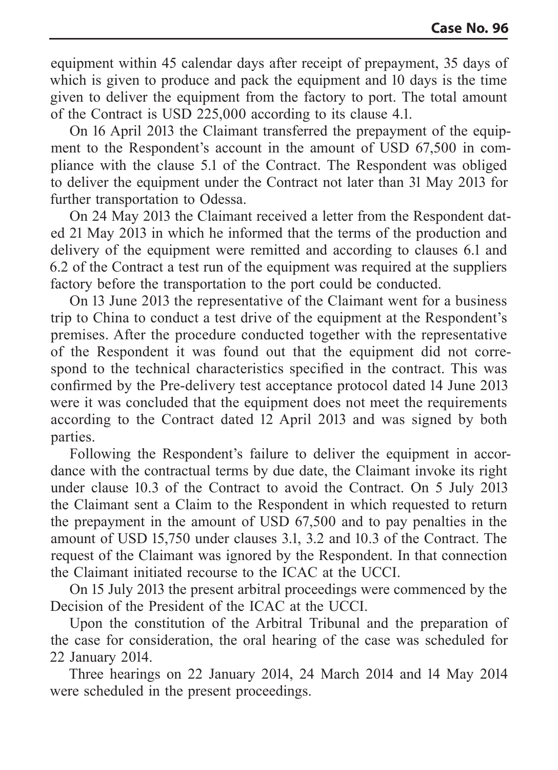equipment within 45 calendar days after receipt of prepayment, 35 days of which is given to produce and pack the equipment and 10 days is the time given to deliver the equipment from the factory to port. The total amount of the Contract is USD 225,000 according to its clause 4.1.

On 16 April 2013 the Claimant transferred the prepayment of the equipment to the Respondent's account in the amount of USD 67,500 in compliance with the clause 5.1 of the Contract. The Respondent was obliged to deliver the equipment under the Contract not later than 31 May 2013 for further transportation to Odessa.

On 24 May 2013 the Claimant received a letter from the Respondent dated 21 May 2013 in which he informed that the terms of the production and delivery of the equipment were remitted and according to clauses 6.1 and 6.2 of the Contract a test run of the equipment was required at the suppliers factory before the transportation to the port could be conducted.

On 13 June 2013 the representative of the Claimant went for a business trip to China to conduct a test drive of the equipment at the Respondent's premises. After the procedure conducted together with the representative of the Respondent it was found out that the equipment did not correspond to the technical characteristics specified in the contract. This was confirmed by the Pre-delivery test acceptance protocol dated 14 June 2013 were it was concluded that the equipment does not meet the requirements according to the Contract dated 12 April 2013 and was signed by both parties.

Following the Respondent's failure to deliver the equipment in accordance with the contractual terms by due date, the Claimant invoke its right under clause 10.3 of the Contract to avoid the Contract. On 5 July 2013 the Claimant sent a Claim to the Respondent in which requested to return the prepayment in the amount of USD 67,500 and to pay penalties in the amount of USD 15,750 under clauses 3.1, 3.2 and 10.3 of the Contract. The request of the Claimant was ignored by the Respondent. In that connection the Claimant initiated recourse to the ICAC at the UCCI.

On 15 July 2013 the present arbitral proceedings were commenced by the Decision of the President of the ICAC at the UCCI.

Upon the constitution of the Arbitral Tribunal and the preparation of the case for consideration, the oral hearing of the case was scheduled for 22 January 2014.

Three hearings on 22 January 2014, 24 March 2014 and 14 May 2014 were scheduled in the present proceedings.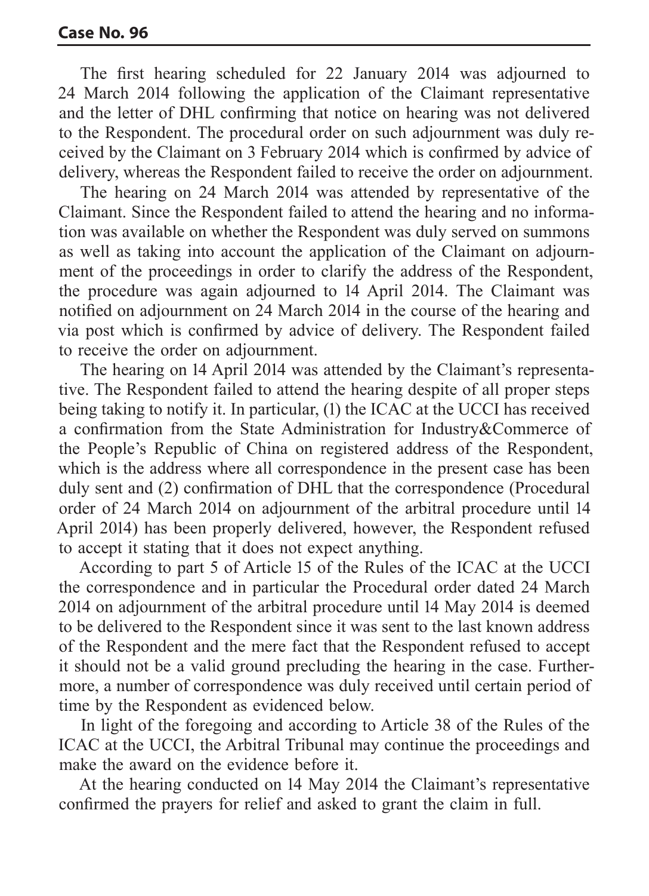The first hearing scheduled for 22 January 2014 was adjourned to 24 March 2014 following the application of the Claimant representative and the letter of DHL confirming that notice on hearing was not delivered to the Respondent. The procedural order on such adjournment was duly received by the Claimant on 3 February 2014 which is confirmed by advice of delivery, whereas the Respondent failed to receive the order on adjournment.

The hearing on 24 March 2014 was attended by representative of the Claimant. Since the Respondent failed to attend the hearing and no information was available on whether the Respondent was duly served on summons as well as taking into account the application of the Claimant on adjournment of the proceedings in order to clarify the address of the Respondent, the procedure was again adjourned to 14 April 2014. The Claimant was notified on adjournment on 24 March 2014 in the course of the hearing and via post which is confirmed by advice of delivery. The Respondent failed to receive the order on adjournment.

The hearing on 14 April 2014 was attended by the Claimant's representative. The Respondent failed to attend the hearing despite of all proper steps being taking to notify it. In particular, (1) the ICAC at the UCCI has received a confirmation from the State Administration for Industry&Commerce of the People's Republic of China on registered address of the Respondent, which is the address where all correspondence in the present case has been duly sent and (2) confirmation of DHL that the correspondence (Procedural order of 24 March 2014 on adjournment of the arbitral procedure until 14 April 2014) has been properly delivered, however, the Respondent refused to accept it stating that it does not expect anything.

According to part 5 of Article 15 of the Rules of the ICAC at the UCCI the correspondence and in particular the Procedural order dated 24 March 2014 on adjournment of the arbitral procedure until 14 May 2014 is deemed to be delivered to the Respondent since it was sent to the last known address of the Respondent and the mere fact that the Respondent refused to accept it should not be a valid ground precluding the hearing in the case. Furthermore, a number of correspondence was duly received until certain period of time by the Respondent as evidenced below.

In light of the foregoing and according to Article 38 of the Rules of the ICAC at the UCCI, the Arbitral Tribunal may continue the proceedings and make the award on the evidence before it.

At the hearing conducted on 14 May 2014 the Claimant's representative confirmed the prayers for relief and asked to grant the claim in full.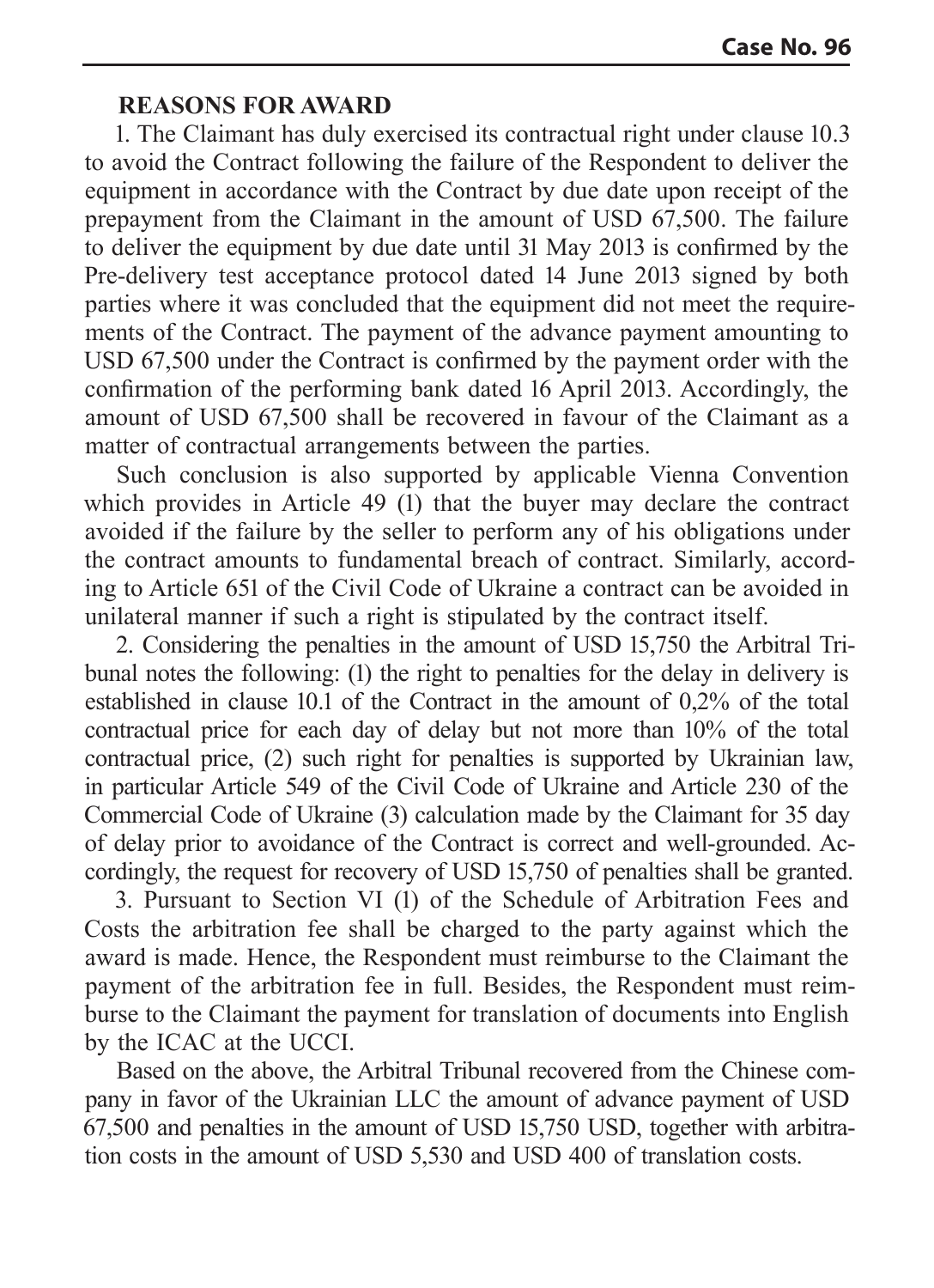**REASONS FOR AWARD**

1. The Claimant has duly exercised its contractual right under clause 10.3 to avoid the Contract following the failure of the Respondent to deliver the equipment in accordance with the Contract by due date upon receipt of the prepayment from the Claimant in the amount of USD 67,500. The failure to deliver the equipment by due date until 31 May 2013 is confirmed by the Pre-delivery test acceptance protocol dated 14 June 2013 signed by both parties where it was concluded that the equipment did not meet the requirements of the Contract. The payment of the advance payment amounting to USD 67,500 under the Contract is confirmed by the payment order with the confirmation of the performing bank dated 16 April 2013. Accordingly, the amount of USD 67,500 shall be recovered in favour of the Claimant as a matter of contractual arrangements between the parties.

Such conclusion is also supported by applicable Vienna Convention which provides in Article 49 (1) that the buyer may declare the contract avoided if the failure by the seller to perform any of his obligations under the contract amounts to fundamental breach of contract. Similarly, according to Article 651 of the Civil Code of Ukraine a contract can be avoided in unilateral manner if such a right is stipulated by the contract itself.

2. Considering the penalties in the amount of USD 15,750 the Arbitral Tribunal notes the following: (1) the right to penalties for the delay in delivery is established in clause 10.1 of the Contract in the amount of 0,2% of the total contractual price for each day of delay but not more than 10% of the total contractual price, (2) such right for penalties is supported by Ukrainian law, in particular Article 549 of the Civil Code of Ukraine and Article 230 of the Commercial Code of Ukraine (3) calculation made by the Claimant for 35 day of delay prior to avoidance of the Contract is correct and well-grounded. Accordingly, the request for recovery of USD 15,750 of penalties shall be granted.

3. Pursuant to Section VI (1) of the Schedule of Arbitration Fees and Costs the arbitration fee shall be charged to the party against which the award is made. Hence, the Respondent must reimburse to the Claimant the payment of the arbitration fee in full. Besides, the Respondent must reimburse to the Claimant the payment for translation of documents into English by the ICAC at the UCCI.

Based on the above, the Arbitral Tribunal recovered from the Chinese company in favor of the Ukrainian LLC the amount of advance payment of USD 67,500 and penalties in the amount of USD 15,750 USD, together with arbitration costs in the amount of USD 5,530 and USD 400 of translation costs.